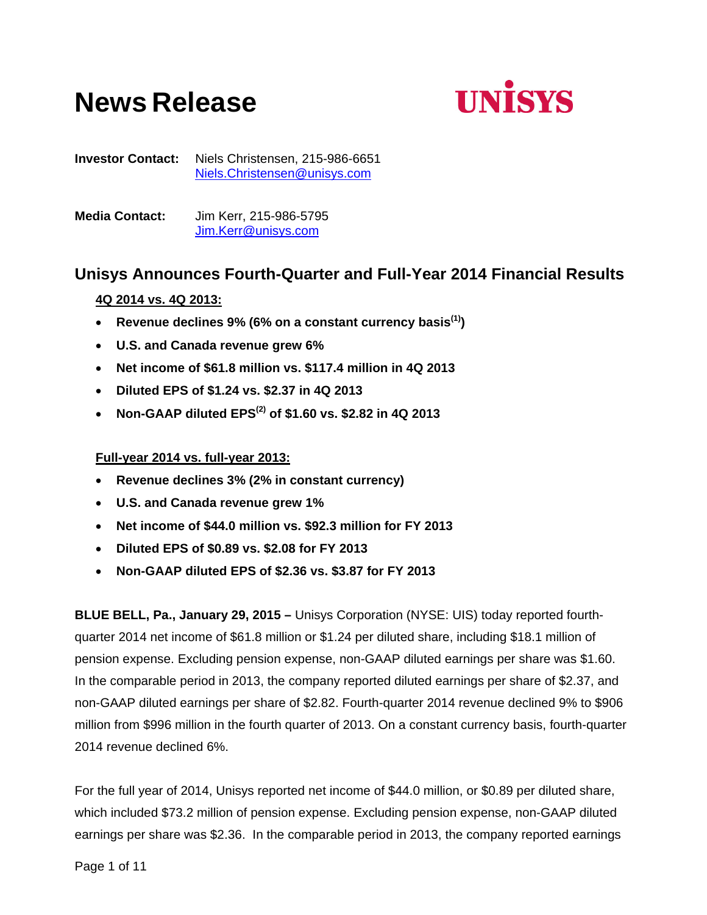# News Release

UNISYS

**Investor Contact:** Niels Christensen, 215-986-6651
Niels.Christensen@unisys.com

**Media Contact:** Jim Kerr, 215-986-5795
Jim.Kerr@unisys.com

## Unisys Announces Fourth-Quarter and Full-Year 2014 Financial Results

**4Q 2014 vs. 4Q 2013:**

- **Revenue declines 9% (6% on a constant currency basis[1])**
- **U.S. and Canada revenue grew 6%**
- **Net income of $61.8 million vs. $117.4 million in 4Q 2013**
- **Diluted EPS of $1.24 vs. $2.37 in 4Q 2013**
- **Non-GAAP diluted EPS[2] of $1.60 vs. $2.82 in 4Q 2013**

**Full-year 2014 vs. full-year 2013:**

- **Revenue declines 3% (2% in constant currency)**
- **U.S. and Canada revenue grew 1%**
- **Net income of $44.0 million vs. $92.3 million for FY 2013**
- **Diluted EPS of $0.89 vs. $2.08 for FY 2013**
- **Non-GAAP diluted EPS of $2.36 vs. $3.87 for FY 2013**

**BLUE BELL, Pa., January 29, 2015 –** Unisys Corporation (NYSE: UIS) today reported fourth-quarter 2014 net income of $61.8 million or $1.24 per diluted share, including $18.1 million of pension expense. Excluding pension expense, non-GAAP diluted earnings per share was $1.60. In the comparable period in 2013, the company reported diluted earnings per share of $2.37, and non-GAAP diluted earnings per share of $2.82. Fourth-quarter 2014 revenue declined 9% to $906 million from $996 million in the fourth quarter of 2013. On a constant currency basis, fourth-quarter 2014 revenue declined 6%.

For the full year of 2014, Unisys reported net income of $44.0 million, or $0.89 per diluted share, which included $73.2 million of pension expense. Excluding pension expense, non-GAAP diluted earnings per share was $2.36. In the comparable period in 2013, the company reported earnings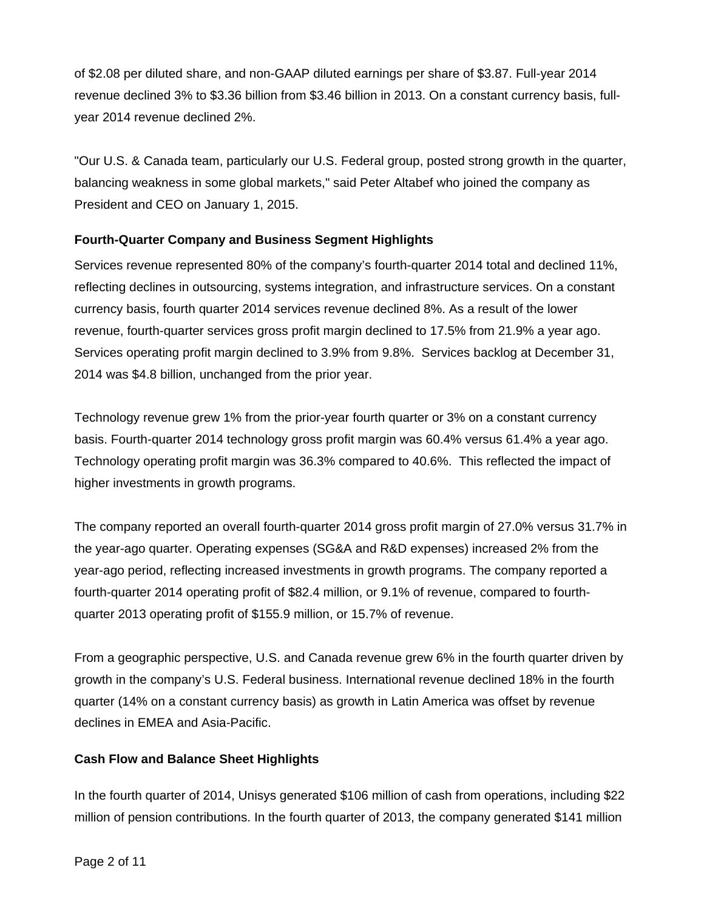of $2.08 per diluted share, and non-GAAP diluted earnings per share of $3.87. Full-year 2014 revenue declined 3% to $3.36 billion from $3.46 billion in 2013. On a constant currency basis, full-year 2014 revenue declined 2%.

"Our U.S. & Canada team, particularly our U.S. Federal group, posted strong growth in the quarter, balancing weakness in some global markets," said Peter Altabef who joined the company as President and CEO on January 1, 2015.

**Fourth-Quarter Company and Business Segment Highlights**

Services revenue represented 80% of the company's fourth-quarter 2014 total and declined 11%, reflecting declines in outsourcing, systems integration, and infrastructure services. On a constant currency basis, fourth quarter 2014 services revenue declined 8%. As a result of the lower revenue, fourth-quarter services gross profit margin declined to 17.5% from 21.9% a year ago. Services operating profit margin declined to 3.9% from 9.8%. Services backlog at December 31, 2014 was $4.8 billion, unchanged from the prior year.

Technology revenue grew 1% from the prior-year fourth quarter or 3% on a constant currency basis. Fourth-quarter 2014 technology gross profit margin was 60.4% versus 61.4% a year ago. Technology operating profit margin was 36.3% compared to 40.6%. This reflected the impact of higher investments in growth programs.

The company reported an overall fourth-quarter 2014 gross profit margin of 27.0% versus 31.7% in the year-ago quarter. Operating expenses (SG&A and R&D expenses) increased 2% from the year-ago period, reflecting increased investments in growth programs. The company reported a fourth-quarter 2014 operating profit of $82.4 million, or 9.1% of revenue, compared to fourth-quarter 2013 operating profit of $155.9 million, or 15.7% of revenue.

From a geographic perspective, U.S. and Canada revenue grew 6% in the fourth quarter driven by growth in the company's U.S. Federal business. International revenue declined 18% in the fourth quarter (14% on a constant currency basis) as growth in Latin America was offset by revenue declines in EMEA and Asia-Pacific.

**Cash Flow and Balance Sheet Highlights**

In the fourth quarter of 2014, Unisys generated $106 million of cash from operations, including $22 million of pension contributions. In the fourth quarter of 2013, the company generated $141 million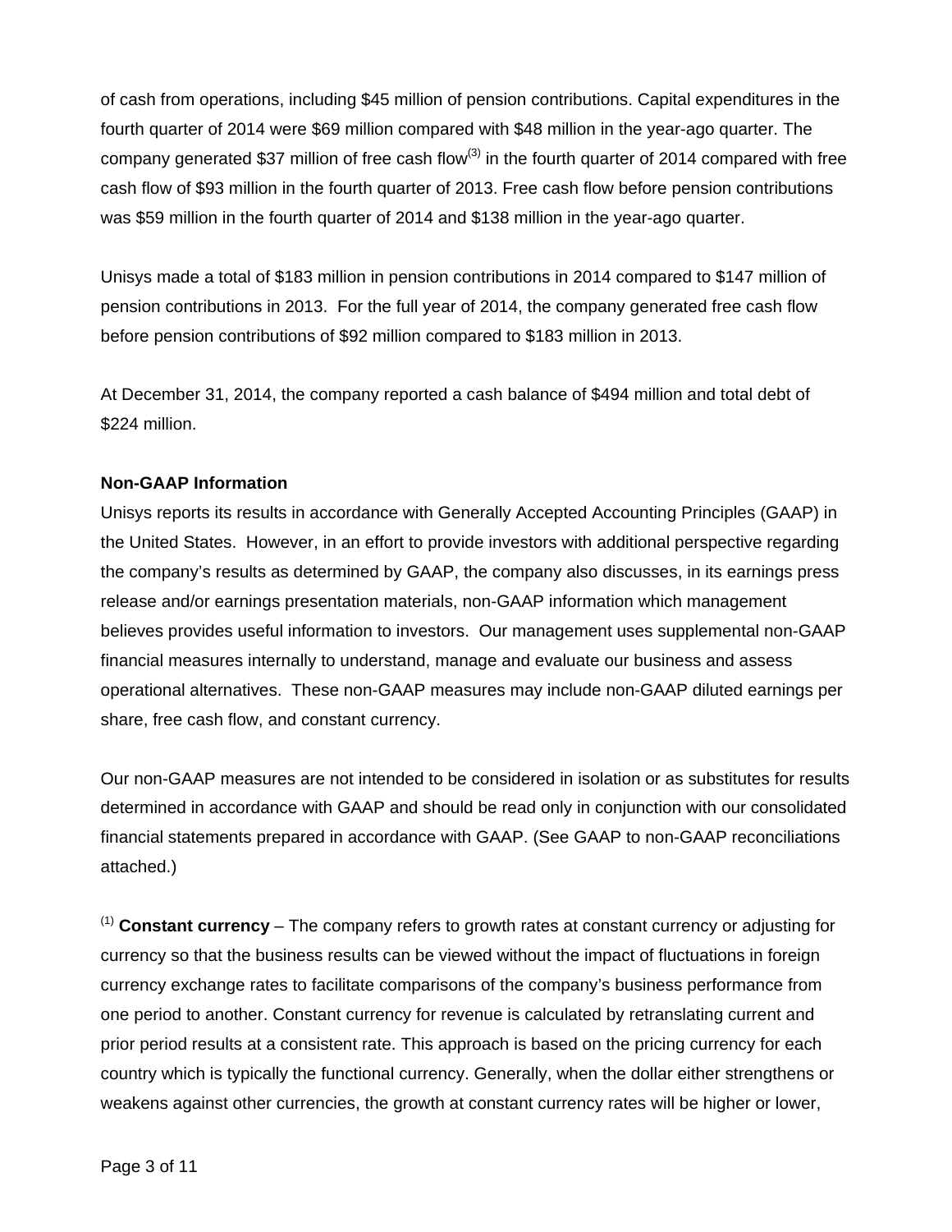of cash from operations, including $45 million of pension contributions. Capital expenditures in the fourth quarter of 2014 were $69 million compared with $48 million in the year-ago quarter. The company generated $37 million of free cash flow[3] in the fourth quarter of 2014 compared with free cash flow of $93 million in the fourth quarter of 2013. Free cash flow before pension contributions was $59 million in the fourth quarter of 2014 and $138 million in the year-ago quarter.

Unisys made a total of $183 million in pension contributions in 2014 compared to $147 million of pension contributions in 2013. For the full year of 2014, the company generated free cash flow before pension contributions of $92 million compared to $183 million in 2013.

At December 31, 2014, the company reported a cash balance of $494 million and total debt of $224 million.

**Non-GAAP Information**

Unisys reports its results in accordance with Generally Accepted Accounting Principles (GAAP) in the United States. However, in an effort to provide investors with additional perspective regarding the company's results as determined by GAAP, the company also discusses, in its earnings press release and/or earnings presentation materials, non-GAAP information which management believes provides useful information to investors. Our management uses supplemental non-GAAP financial measures internally to understand, manage and evaluate our business and assess operational alternatives. These non-GAAP measures may include non-GAAP diluted earnings per share, free cash flow, and constant currency.

Our non-GAAP measures are not intended to be considered in isolation or as substitutes for results determined in accordance with GAAP and should be read only in conjunction with our consolidated financial statements prepared in accordance with GAAP. (See GAAP to non-GAAP reconciliations attached.)

[1] **Constant currency** – The company refers to growth rates at constant currency or adjusting for currency so that the business results can be viewed without the impact of fluctuations in foreign currency exchange rates to facilitate comparisons of the company's business performance from one period to another. Constant currency for revenue is calculated by retranslating current and prior period results at a consistent rate. This approach is based on the pricing currency for each country which is typically the functional currency. Generally, when the dollar either strengthens or weakens against other currencies, the growth at constant currency rates will be higher or lower,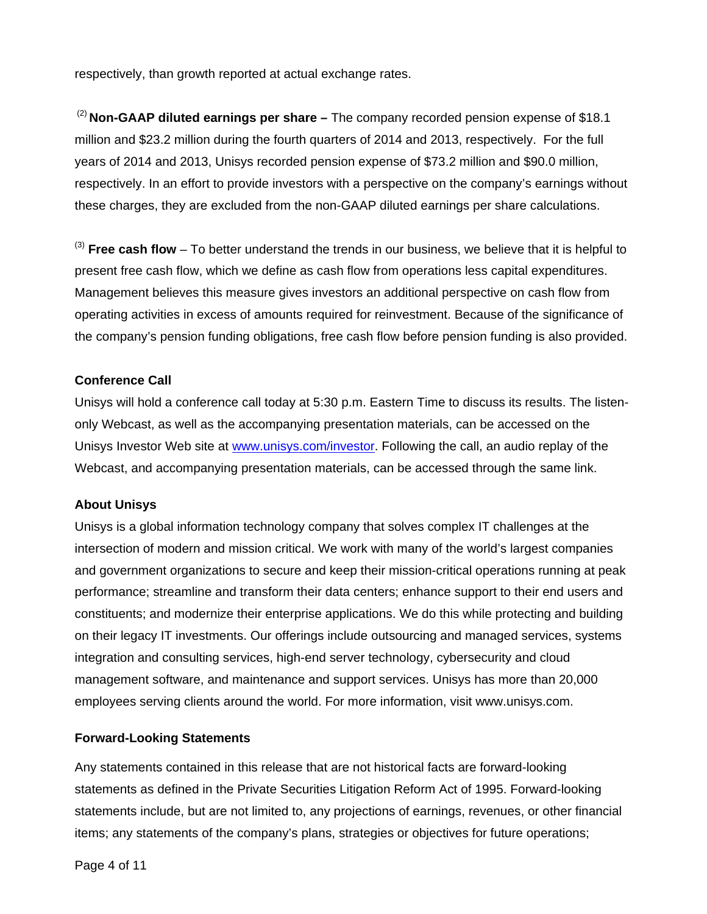respectively, than growth reported at actual exchange rates.

[(2)] **Non-GAAP diluted earnings per share –** The company recorded pension expense of $18.1 million and $23.2 million during the fourth quarters of 2014 and 2013, respectively. For the full years of 2014 and 2013, Unisys recorded pension expense of $73.2 million and $90.0 million, respectively. In an effort to provide investors with a perspective on the company's earnings without these charges, they are excluded from the non-GAAP diluted earnings per share calculations.

[(3)] **Free cash flow** – To better understand the trends in our business, we believe that it is helpful to present free cash flow, which we define as cash flow from operations less capital expenditures. Management believes this measure gives investors an additional perspective on cash flow from operating activities in excess of amounts required for reinvestment. Because of the significance of the company's pension funding obligations, free cash flow before pension funding is also provided.

**Conference Call**

Unisys will hold a conference call today at 5:30 p.m. Eastern Time to discuss its results. The listen-only Webcast, as well as the accompanying presentation materials, can be accessed on the Unisys Investor Web site at www.unisys.com/investor. Following the call, an audio replay of the Webcast, and accompanying presentation materials, can be accessed through the same link.

**About Unisys**

Unisys is a global information technology company that solves complex IT challenges at the intersection of modern and mission critical. We work with many of the world's largest companies and government organizations to secure and keep their mission-critical operations running at peak performance; streamline and transform their data centers; enhance support to their end users and constituents; and modernize their enterprise applications. We do this while protecting and building on their legacy IT investments. Our offerings include outsourcing and managed services, systems integration and consulting services, high-end server technology, cybersecurity and cloud management software, and maintenance and support services. Unisys has more than 20,000 employees serving clients around the world. For more information, visit www.unisys.com.

**Forward-Looking Statements**

Any statements contained in this release that are not historical facts are forward-looking statements as defined in the Private Securities Litigation Reform Act of 1995. Forward-looking statements include, but are not limited to, any projections of earnings, revenues, or other financial items; any statements of the company's plans, strategies or objectives for future operations;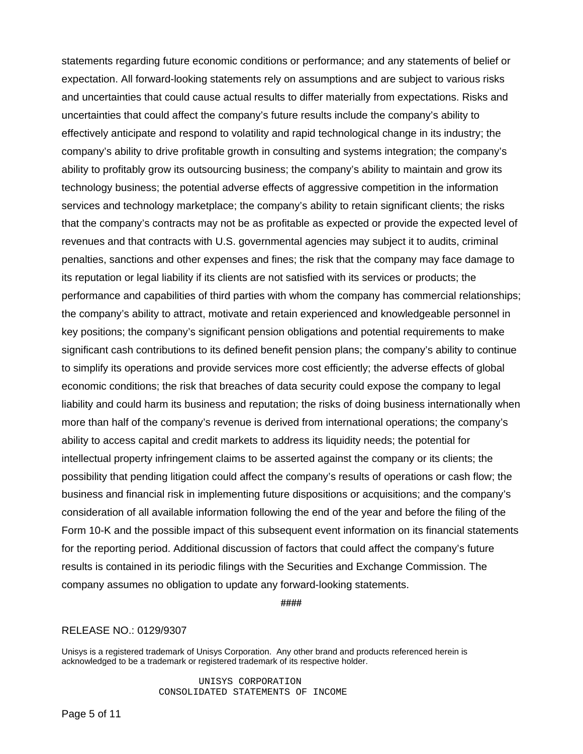statements regarding future economic conditions or performance; and any statements of belief or expectation. All forward-looking statements rely on assumptions and are subject to various risks and uncertainties that could cause actual results to differ materially from expectations. Risks and uncertainties that could affect the company’s future results include the company’s ability to effectively anticipate and respond to volatility and rapid technological change in its industry; the company’s ability to drive profitable growth in consulting and systems integration; the company’s ability to profitably grow its outsourcing business; the company’s ability to maintain and grow its technology business; the potential adverse effects of aggressive competition in the information services and technology marketplace; the company’s ability to retain significant clients; the risks that the company’s contracts may not be as profitable as expected or provide the expected level of revenues and that contracts with U.S. governmental agencies may subject it to audits, criminal penalties, sanctions and other expenses and fines; the risk that the company may face damage to its reputation or legal liability if its clients are not satisfied with its services or products; the performance and capabilities of third parties with whom the company has commercial relationships; the company’s ability to attract, motivate and retain experienced and knowledgeable personnel in key positions; the company’s significant pension obligations and potential requirements to make significant cash contributions to its defined benefit pension plans; the company’s ability to continue to simplify its operations and provide services more cost efficiently; the adverse effects of global economic conditions; the risk that breaches of data security could expose the company to legal liability and could harm its business and reputation; the risks of doing business internationally when more than half of the company’s revenue is derived from international operations; the company’s ability to access capital and credit markets to address its liquidity needs; the potential for intellectual property infringement claims to be asserted against the company or its clients; the possibility that pending litigation could affect the company’s results of operations or cash flow; the business and financial risk in implementing future dispositions or acquisitions; and the company’s consideration of all available information following the end of the year and before the filing of the Form 10-K and the possible impact of this subsequent event information on its financial statements for the reporting period. Additional discussion of factors that could affect the company’s future results is contained in its periodic filings with the Securities and Exchange Commission. The company assumes no obligation to update any forward-looking statements.

####

RELEASE NO.: 0129/9307

Unisys is a registered trademark of Unisys Corporation. Any other brand and products referenced herein is acknowledged to be a trademark or registered trademark of its respective holder.

UNISYS CORPORATION
CONSOLIDATED STATEMENTS OF INCOME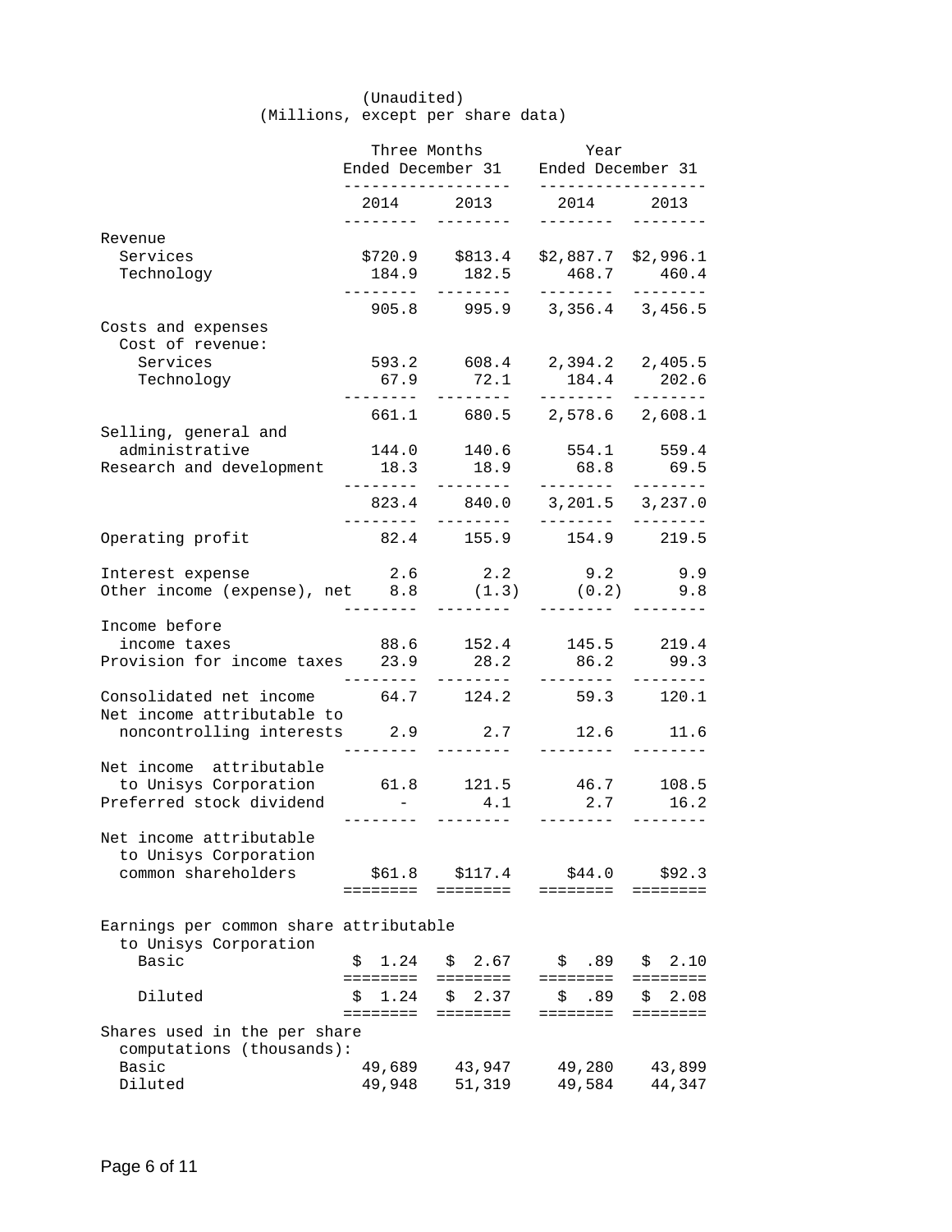(Unaudited)
(Millions, except per share data)

| | Three Months Ended December 31 | | Year Ended December 31 | |
|---|---|---|---|---|
| | 2014 | 2013 | 2014 | 2013 |
| Revenue | | | | |
| Services | $720.9 | $813.4 | $2,887.7 | $2,996.1 |
| Technology | 184.9 | 182.5 | 468.7 | 460.4 |
| | 905.8 | 995.9 | 3,356.4 | 3,456.5 |
| Costs and expenses | | | | |
| Cost of revenue: | | | | |
| Services | 593.2 | 608.4 | 2,394.2 | 2,405.5 |
| Technology | 67.9 | 72.1 | 184.4 | 202.6 |
| | 661.1 | 680.5 | 2,578.6 | 2,608.1 |
| Selling, general and administrative | 144.0 | 140.6 | 554.1 | 559.4 |
| Research and development | 18.3 | 18.9 | 68.8 | 69.5 |
| | 823.4 | 840.0 | 3,201.5 | 3,237.0 |
| Operating profit | 82.4 | 155.9 | 154.9 | 219.5 |
| Interest expense | 2.6 | 2.2 | 9.2 | 9.9 |
| Other income (expense), net | 8.8 | (1.3) | (0.2) | 9.8 |
| Income before income taxes | 88.6 | 152.4 | 145.5 | 219.4 |
| Provision for income taxes | 23.9 | 28.2 | 86.2 | 99.3 |
| Consolidated net income | 64.7 | 124.2 | 59.3 | 120.1 |
| Net income attributable to noncontrolling interests | 2.9 | 2.7 | 12.6 | 11.6 |
| Net income attributable to Unisys Corporation | 61.8 | 121.5 | 46.7 | 108.5 |
| Preferred stock dividend | - | 4.1 | 2.7 | 16.2 |
| Net income attributable to Unisys Corporation common shareholders | $61.8 | $117.4 | $44.0 | $92.3 |
| Earnings per common share attributable to Unisys Corporation | | | | |
| Basic | $ 1.24 | $ 2.67 | $ .89 | $ 2.10 |
| Diluted | $ 1.24 | $ 2.37 | $ .89 | $ 2.08 |
| Shares used in the per share computations (thousands): | | | | |
| Basic | 49,689 | 43,947 | 49,280 | 43,899 |
| Diluted | 49,948 | 51,319 | 49,584 | 44,347 |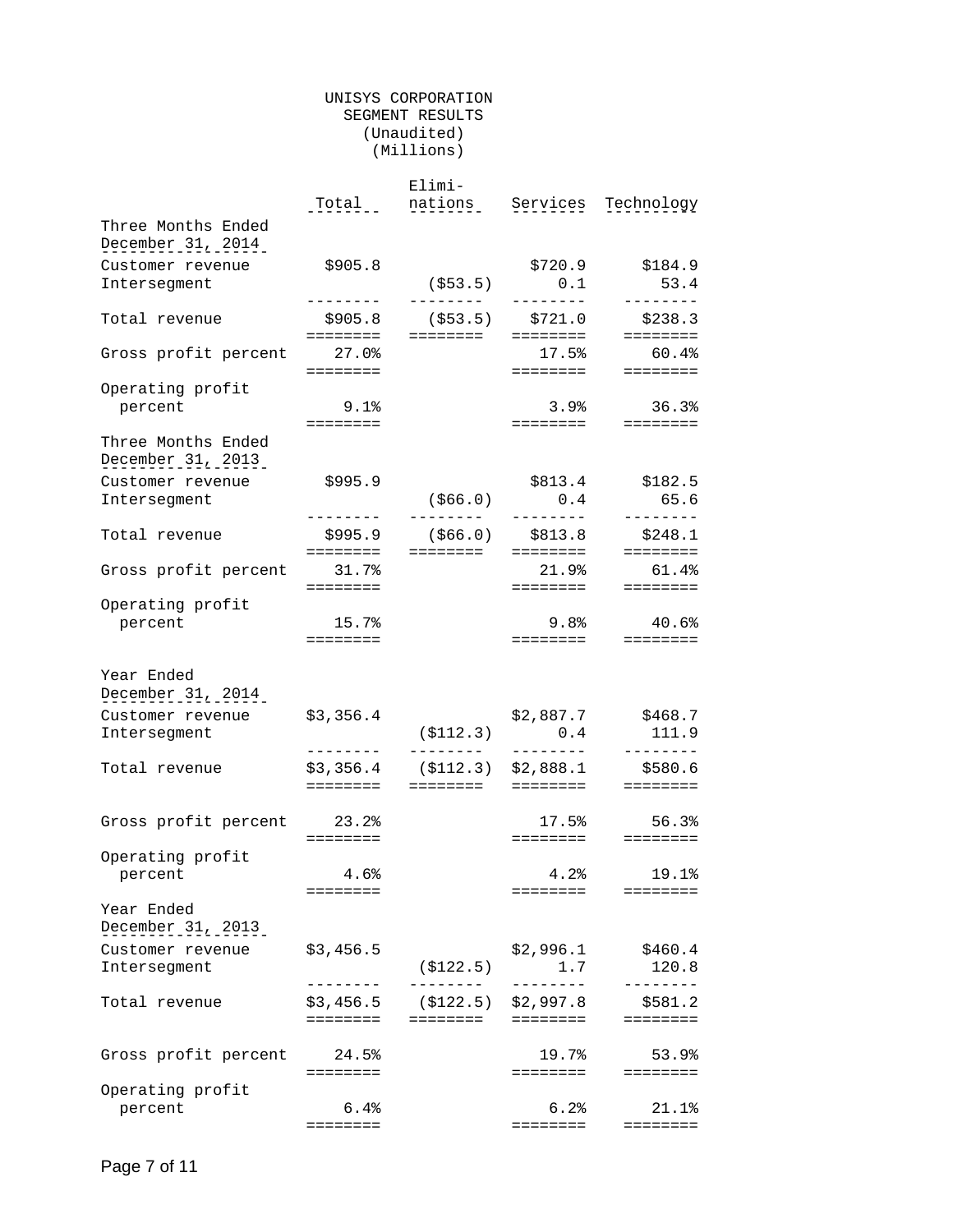# UNISYS CORPORATION
## SEGMENT RESULTS
(Unaudited)
(Millions)

| | Total | Eliminations | Services | Technology |
|---|---|---|---|---|
| **Three Months Ended December 31, 2014** | | | | |
| Customer revenue | $905.8 | | $720.9 | $184.9 |
| Intersegment | | ($53.5) | 0.1 | 53.4 |
| Total revenue | $905.8 | ($53.5) | $721.0 | $238.3 |
| Gross profit percent | 27.0% | | 17.5% | 60.4% |
| Operating profit percent | 9.1% | | 3.9% | 36.3% |
| **Three Months Ended December 31, 2013** | | | | |
| Customer revenue | $995.9 | | $813.4 | $182.5 |
| Intersegment | | ($66.0) | 0.4 | 65.6 |
| Total revenue | $995.9 | ($66.0) | $813.8 | $248.1 |
| Gross profit percent | 31.7% | | 21.9% | 61.4% |
| Operating profit percent | 15.7% | | 9.8% | 40.6% |
| **Year Ended December 31, 2014** | | | | |
| Customer revenue | $3,356.4 | | $2,887.7 | $468.7 |
| Intersegment | | ($112.3) | 0.4 | 111.9 |
| Total revenue | $3,356.4 | ($112.3) | $2,888.1 | $580.6 |
| Gross profit percent | 23.2% | | 17.5% | 56.3% |
| Operating profit percent | 4.6% | | 4.2% | 19.1% |
| **Year Ended December 31, 2013** | | | | |
| Customer revenue | $3,456.5 | | $2,996.1 | $460.4 |
| Intersegment | | ($122.5) | 1.7 | 120.8 |
| Total revenue | $3,456.5 | ($122.5) | $2,997.8 | $581.2 |
| Gross profit percent | 24.5% | | 19.7% | 53.9% |
| Operating profit percent | 6.4% | | 6.2% | 21.1% |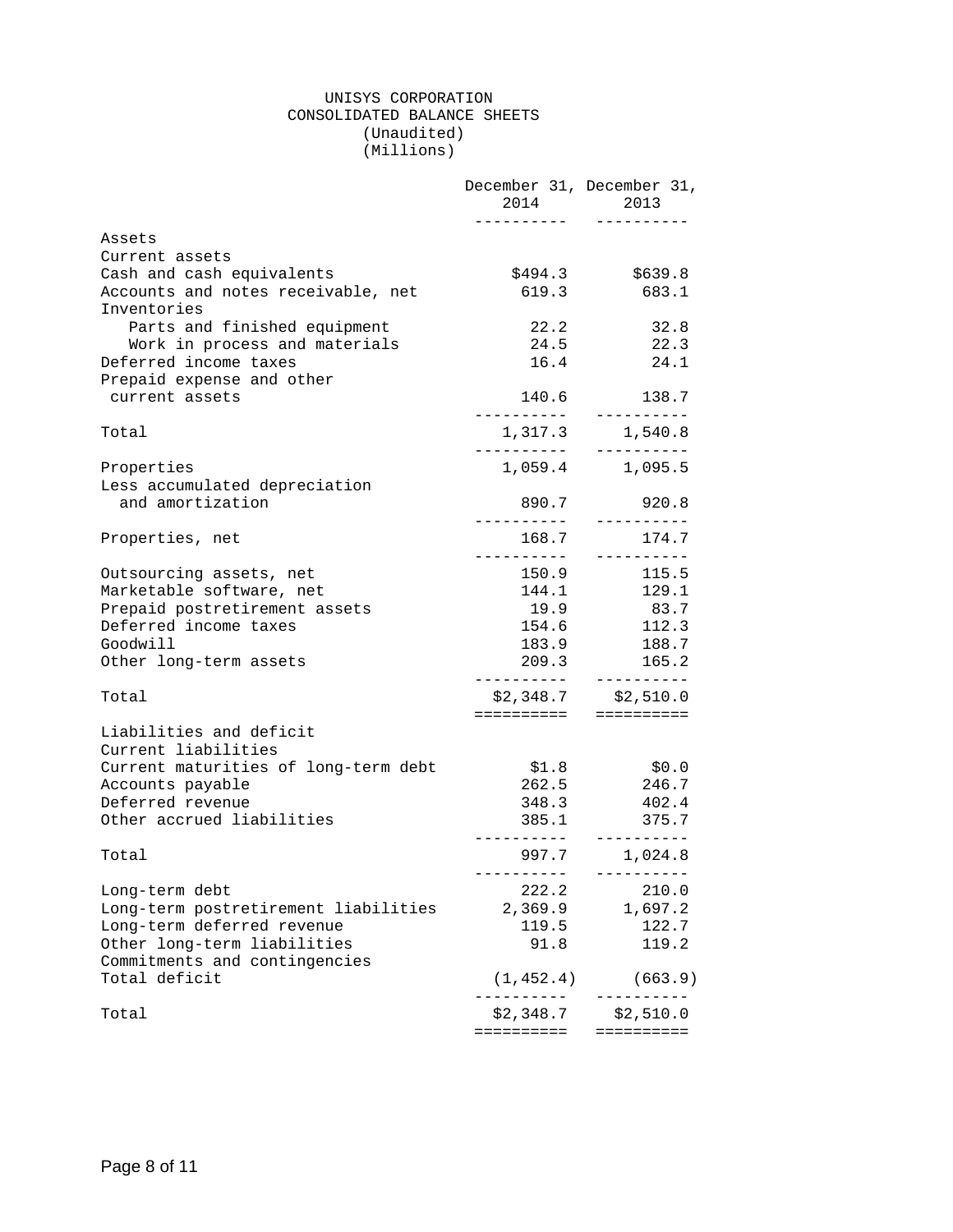# UNISYS CORPORATION
## CONSOLIDATED BALANCE SHEETS
(Unaudited)
(Millions)

| | December 31, 2014 | December 31, 2013 |
|---|---|---|
| **Assets** | | |
| Current assets | | |
| Cash and cash equivalents | $494.3 | $639.8 |
| Accounts and notes receivable, net | 619.3 | 683.1 |
| Inventories | | |
| Parts and finished equipment | 22.2 | 32.8 |
| Work in process and materials | 24.5 | 22.3 |
| Deferred income taxes | 16.4 | 24.1 |
| Prepaid expense and other current assets | 140.6 | 138.7 |
| Total | 1,317.3 | 1,540.8 |
| Properties | 1,059.4 | 1,095.5 |
| Less accumulated depreciation and amortization | 890.7 | 920.8 |
| Properties, net | 168.7 | 174.7 |
| Outsourcing assets, net | 150.9 | 115.5 |
| Marketable software, net | 144.1 | 129.1 |
| Prepaid postretirement assets | 19.9 | 83.7 |
| Deferred income taxes | 154.6 | 112.3 |
| Goodwill | 183.9 | 188.7 |
| Other long-term assets | 209.3 | 165.2 |
| Total | $2,348.7 | $2,510.0 |
| **Liabilities and deficit** | | |
| Current liabilities | | |
| Current maturities of long-term debt | $1.8 | $0.0 |
| Accounts payable | 262.5 | 246.7 |
| Deferred revenue | 348.3 | 402.4 |
| Other accrued liabilities | 385.1 | 375.7 |
| Total | 997.7 | 1,024.8 |
| Long-term debt | 222.2 | 210.0 |
| Long-term postretirement liabilities | 2,369.9 | 1,697.2 |
| Long-term deferred revenue | 119.5 | 122.7 |
| Other long-term liabilities | 91.8 | 119.2 |
| Commitments and contingencies | | |
| Total deficit | (1,452.4) | (663.9) |
| Total | $2,348.7 | $2,510.0 |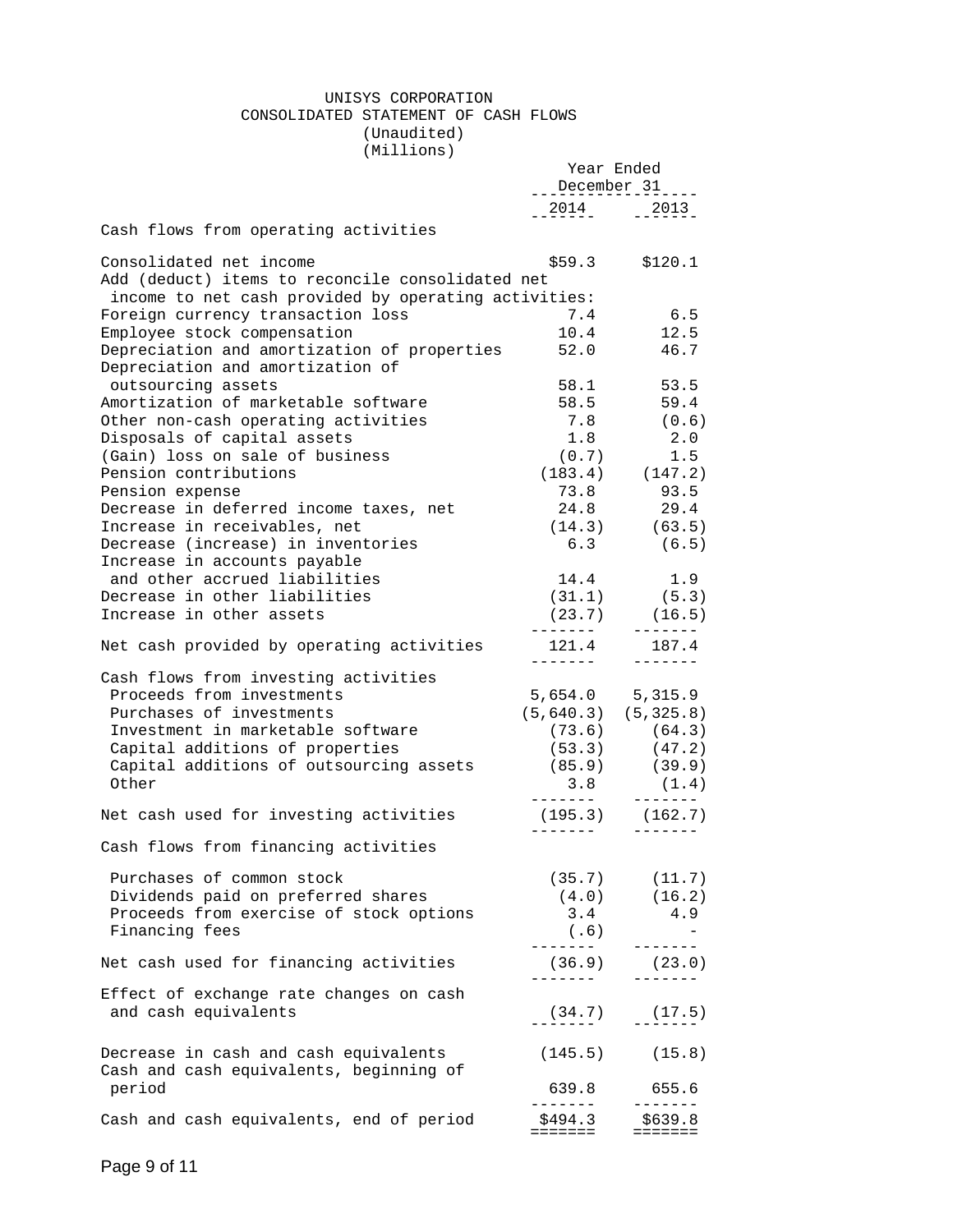UNISYS CORPORATION
CONSOLIDATED STATEMENT OF CASH FLOWS
(Unaudited)
(Millions)

| | Year Ended December 31 | |
|---|---|---|
| | 2014 | 2013 |
| **Cash flows from operating activities** | | |
| Consolidated net income | $59.3 | $120.1 |
| Add (deduct) items to reconcile consolidated net income to net cash provided by operating activities: | | |
| Foreign currency transaction loss | 7.4 | 6.5 |
| Employee stock compensation | 10.4 | 12.5 |
| Depreciation and amortization of properties | 52.0 | 46.7 |
| Depreciation and amortization of outsourcing assets | 58.1 | 53.5 |
| Amortization of marketable software | 58.5 | 59.4 |
| Other non-cash operating activities | 7.8 | (0.6) |
| Disposals of capital assets | 1.8 | 2.0 |
| (Gain) loss on sale of business | (0.7) | 1.5 |
| Pension contributions | (183.4) | (147.2) |
| Pension expense | 73.8 | 93.5 |
| Decrease in deferred income taxes, net | 24.8 | 29.4 |
| Increase in receivables, net | (14.3) | (63.5) |
| Decrease (increase) in inventories | 6.3 | (6.5) |
| Increase in accounts payable and other accrued liabilities | 14.4 | 1.9 |
| Decrease in other liabilities | (31.1) | (5.3) |
| Increase in other assets | (23.7) | (16.5) |
| Net cash provided by operating activities | 121.4 | 187.4 |
| **Cash flows from investing activities** | | |
| Proceeds from investments | 5,654.0 | 5,315.9 |
| Purchases of investments | (5,640.3) | (5,325.8) |
| Investment in marketable software | (73.6) | (64.3) |
| Capital additions of properties | (53.3) | (47.2) |
| Capital additions of outsourcing assets | (85.9) | (39.9) |
| Other | 3.8 | (1.4) |
| Net cash used for investing activities | (195.3) | (162.7) |
| **Cash flows from financing activities** | | |
| Purchases of common stock | (35.7) | (11.7) |
| Dividends paid on preferred shares | (4.0) | (16.2) |
| Proceeds from exercise of stock options | 3.4 | 4.9 |
| Financing fees | (.6) | - |
| Net cash used for financing activities | (36.9) | (23.0) |
| Effect of exchange rate changes on cash and cash equivalents | (34.7) | (17.5) |
| Decrease in cash and cash equivalents | (145.5) | (15.8) |
| Cash and cash equivalents, beginning of period | 639.8 | 655.6 |
| Cash and cash equivalents, end of period | $494.3 | $639.8 |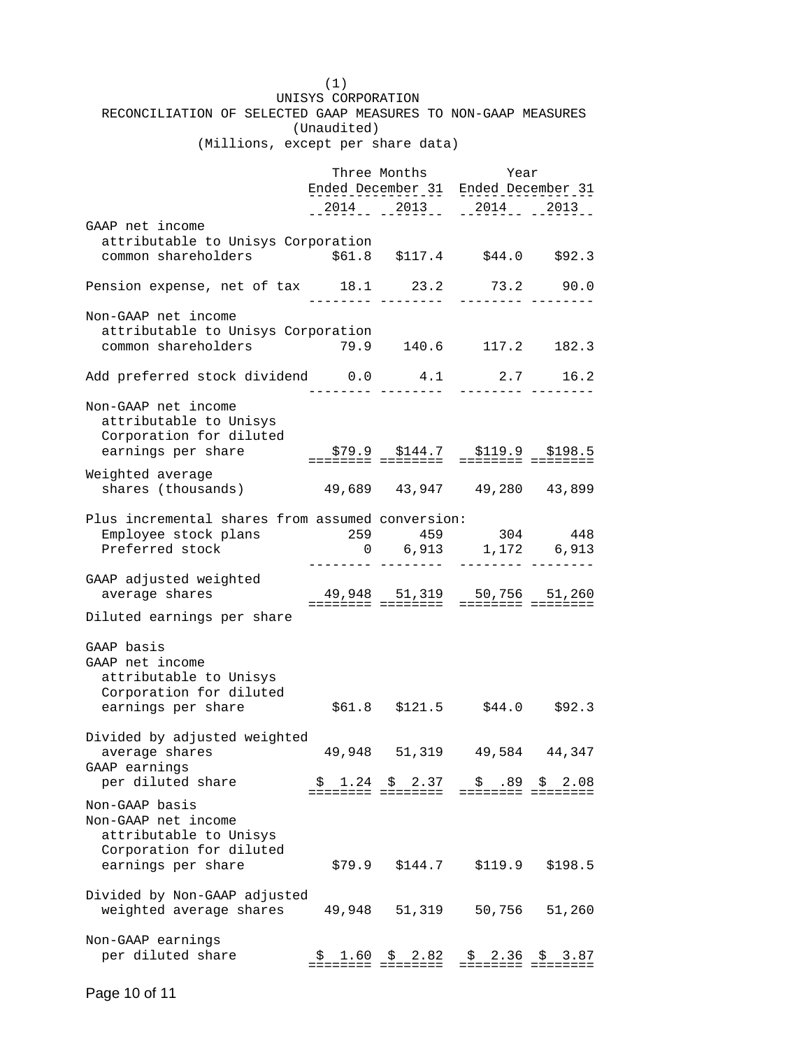(1)

UNISYS CORPORATION

RECONCILIATION OF SELECTED GAAP MEASURES TO NON-GAAP MEASURES

(Unaudited)

(Millions, except per share data)

| | Three Months Ended December 31 | | Year Ended December 31 | |
|---|---|---|---|---|
| | 2014 | 2013 | 2014 | 2013 |
| GAAP net income attributable to Unisys Corporation common shareholders | $61.8 | $117.4 | $44.0 | $92.3 |
| Pension expense, net of tax | 18.1 | 23.2 | 73.2 | 90.0 |
| Non-GAAP net income attributable to Unisys Corporation common shareholders | 79.9 | 140.6 | 117.2 | 182.3 |
| Add preferred stock dividend | 0.0 | 4.1 | 2.7 | 16.2 |
| Non-GAAP net income attributable to Unisys Corporation for diluted earnings per share | $79.9 | $144.7 | $119.9 | $198.5 |
| Weighted average shares (thousands) | 49,689 | 43,947 | 49,280 | 43,899 |
| Plus incremental shares from assumed conversion: | | | | |
| Employee stock plans | 259 | 459 | 304 | 448 |
| Preferred stock | 0 | 6,913 | 1,172 | 6,913 |
| GAAP adjusted weighted average shares | 49,948 | 51,319 | 50,756 | 51,260 |
| Diluted earnings per share | | | | |
| GAAP basis | | | | |
| GAAP net income attributable to Unisys Corporation for diluted earnings per share | $61.8 | $121.5 | $44.0 | $92.3 |
| Divided by adjusted weighted average shares | 49,948 | 51,319 | 49,584 | 44,347 |
| GAAP earnings per diluted share | $ 1.24 | $ 2.37 | $ .89 | $ 2.08 |
| Non-GAAP basis | | | | |
| Non-GAAP net income attributable to Unisys Corporation for diluted earnings per share | $79.9 | $144.7 | $119.9 | $198.5 |
| Divided by Non-GAAP adjusted weighted average shares | 49,948 | 51,319 | 50,756 | 51,260 |
| Non-GAAP earnings per diluted share | $ 1.60 | $ 2.82 | $ 2.36 | $ 3.87 |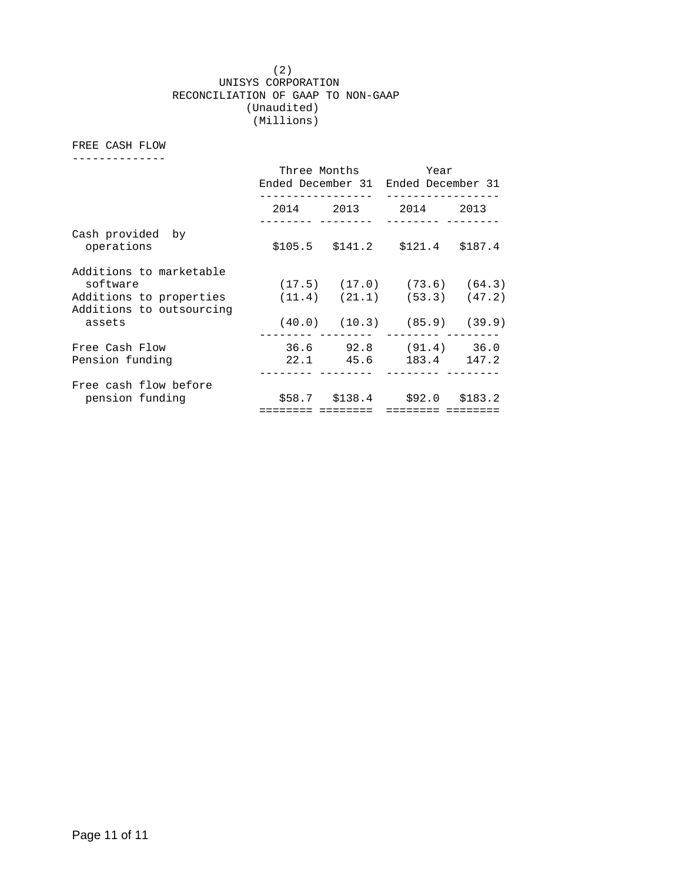(2)

UNISYS CORPORATION

RECONCILIATION OF GAAP TO NON-GAAP

(Unaudited)

(Millions)

FREE CASH FLOW

| | Three Months Ended December 31 | | Year Ended December 31 | |
|---|---|---|---|---|
| | 2014 | 2013 | 2014 | 2013 |
| Cash provided by operations | $105.5 | $141.2 | $121.4 | $187.4 |
| Additions to marketable software | (17.5) | (17.0) | (73.6) | (64.3) |
| Additions to properties | (11.4) | (21.1) | (53.3) | (47.2) |
| Additions to outsourcing assets | (40.0) | (10.3) | (85.9) | (39.9) |
| Free Cash Flow | 36.6 | 92.8 | (91.4) | 36.0 |
| Pension funding | 22.1 | 45.6 | 183.4 | 147.2 |
| Free cash flow before pension funding | $58.7 | $138.4 | $92.0 | $183.2 |